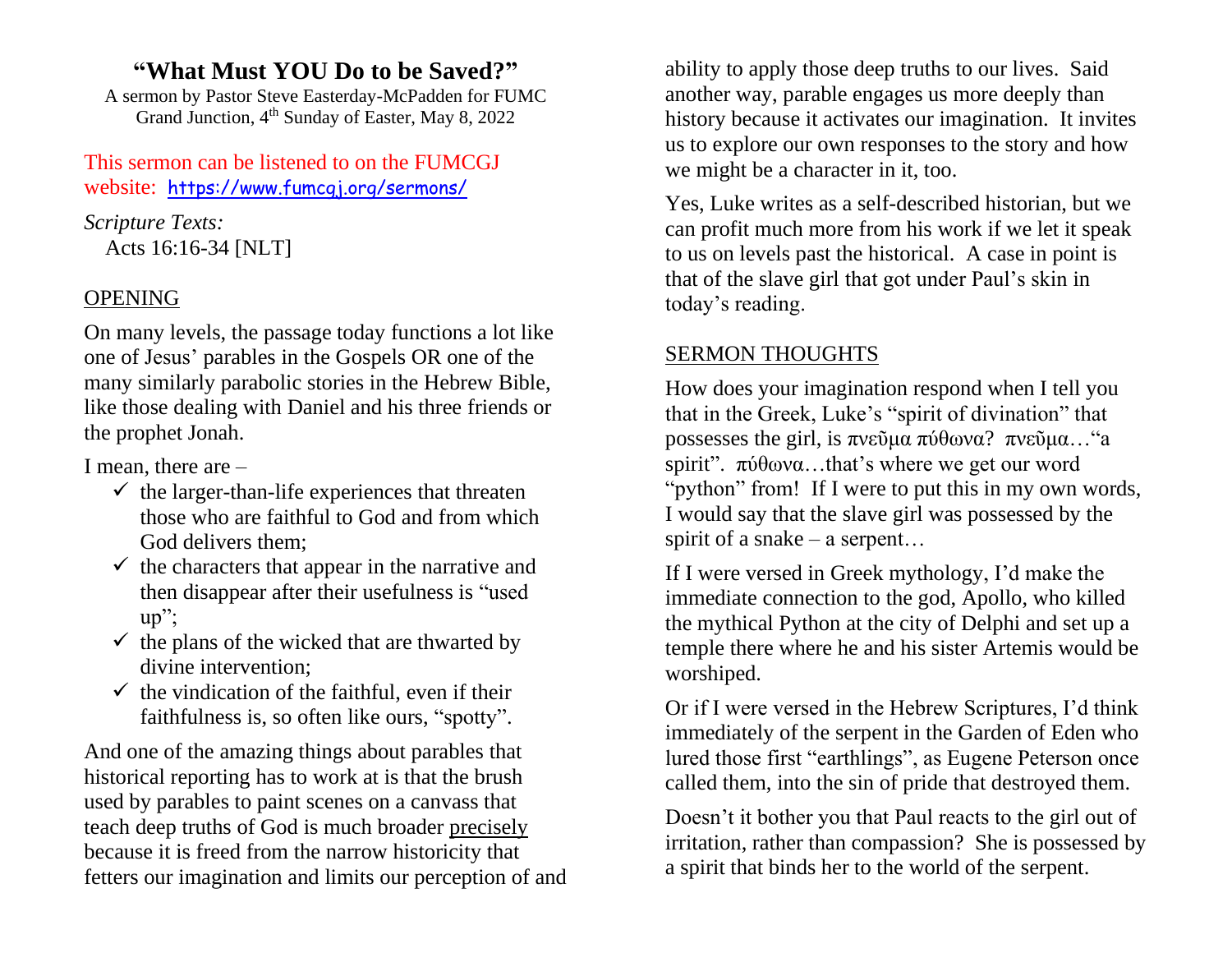# "What Must YOU Do to be Saved?"

A sermon by Pastor Steve Easterday-McPadden for FUMC Grand Junction, 4th Sunday of Easter, May 8, 2022

This sermon can be listened to on the FUMCGJ website: https://www.fumcgj.org/sermons/

*Scripture Texts:*
Acts 16:16-34 [NLT]

## OPENING

On many levels, the passage today functions a lot like one of Jesus' parables in the Gospels OR one of the many similarly parabolic stories in the Hebrew Bible, like those dealing with Daniel and his three friends or the prophet Jonah.

I mean, there are –

- ✓ the larger-than-life experiences that threaten those who are faithful to God and from which God delivers them;
- ✓ the characters that appear in the narrative and then disappear after their usefulness is "used up";
- ✓ the plans of the wicked that are thwarted by divine intervention;
- ✓ the vindication of the faithful, even if their faithfulness is, so often like ours, "spotty".

And one of the amazing things about parables that historical reporting has to work at is that the brush used by parables to paint scenes on a canvass that teach deep truths of God is much broader precisely because it is freed from the narrow historicity that fetters our imagination and limits our perception of and ability to apply those deep truths to our lives. Said another way, parable engages us more deeply than history because it activates our imagination. It invites us to explore our own responses to the story and how we might be a character in it, too.

Yes, Luke writes as a self-described historian, but we can profit much more from his work if we let it speak to us on levels past the historical. A case in point is that of the slave girl that got under Paul's skin in today's reading.

## SERMON THOUGHTS

How does your imagination respond when I tell you that in the Greek, Luke's "spirit of divination" that possesses the girl, is πνεῦμα πύθωνα? πνεῦμα…"a spirit". πύθωνα…that's where we get our word "python" from! If I were to put this in my own words, I would say that the slave girl was possessed by the spirit of a snake – a serpent…

If I were versed in Greek mythology, I'd make the immediate connection to the god, Apollo, who killed the mythical Python at the city of Delphi and set up a temple there where he and his sister Artemis would be worshiped.

Or if I were versed in the Hebrew Scriptures, I'd think immediately of the serpent in the Garden of Eden who lured those first "earthlings", as Eugene Peterson once called them, into the sin of pride that destroyed them.

Doesn't it bother you that Paul reacts to the girl out of irritation, rather than compassion? She is possessed by a spirit that binds her to the world of the serpent.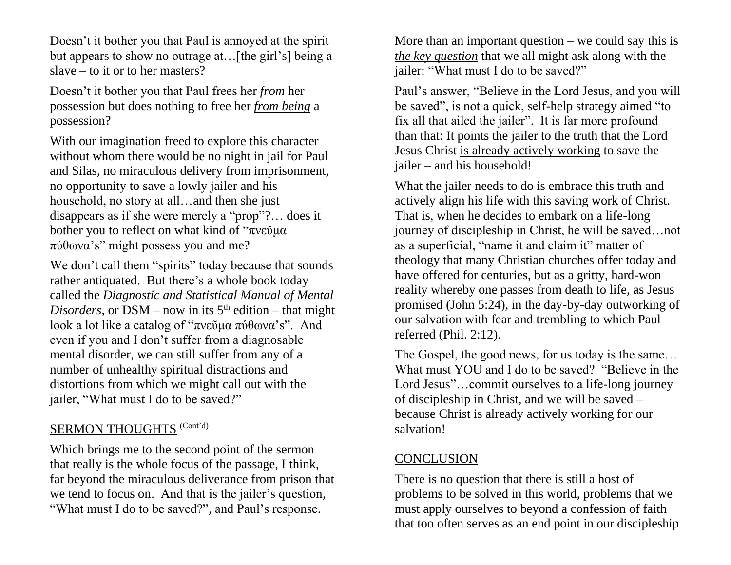Doesn't it bother you that Paul is annoyed at the spirit but appears to show no outrage at…[the girl's] being a slave – to it or to her masters?

Doesn't it bother you that Paul frees her ***from*** her possession but does nothing to free her ***from being*** a possession?

With our imagination freed to explore this character without whom there would be no night in jail for Paul and Silas, no miraculous delivery from imprisonment, no opportunity to save a lowly jailer and his household, no story at all…and then she just disappears as if she were merely a "prop"?… does it bother you to reflect on what kind of "πνεῦμα πύθωνα's" might possess you and me?

We don't call them "spirits" today because that sounds rather antiquated. But there's a whole book today called the *Diagnostic and Statistical Manual of Mental Disorders*, or DSM – now in its 5th edition – that might look a lot like a catalog of "πνεῦμα πύθωνα's". And even if you and I don't suffer from a diagnosable mental disorder, we can still suffer from any of a number of unhealthy spiritual distractions and distortions from which we might call out with the jailer, "What must I do to be saved?"

## SERMON THOUGHTS (Cont'd)

Which brings me to the second point of the sermon that really is the whole focus of the passage, I think, far beyond the miraculous deliverance from prison that we tend to focus on. And that is the jailer's question, "What must I do to be saved?", and Paul's response.

More than an important question – we could say this is ***the key question*** that we all might ask along with the jailer: "What must I do to be saved?"

Paul's answer, "Believe in the Lord Jesus, and you will be saved", is not a quick, self-help strategy aimed "to fix all that ailed the jailer". It is far more profound than that: It points the jailer to the truth that the Lord Jesus Christ is already actively working to save the jailer – and his household!

What the jailer needs to do is embrace this truth and actively align his life with this saving work of Christ. That is, when he decides to embark on a life-long journey of discipleship in Christ, he will be saved…not as a superficial, "name it and claim it" matter of theology that many Christian churches offer today and have offered for centuries, but as a gritty, hard-won reality whereby one passes from death to life, as Jesus promised (John 5:24), in the day-by-day outworking of our salvation with fear and trembling to which Paul referred (Phil. 2:12).

The Gospel, the good news, for us today is the same… What must YOU and I do to be saved? "Believe in the Lord Jesus"…commit ourselves to a life-long journey of discipleship in Christ, and we will be saved – because Christ is already actively working for our salvation!

## CONCLUSION

There is no question that there is still a host of problems to be solved in this world, problems that we must apply ourselves to beyond a confession of faith that too often serves as an end point in our discipleship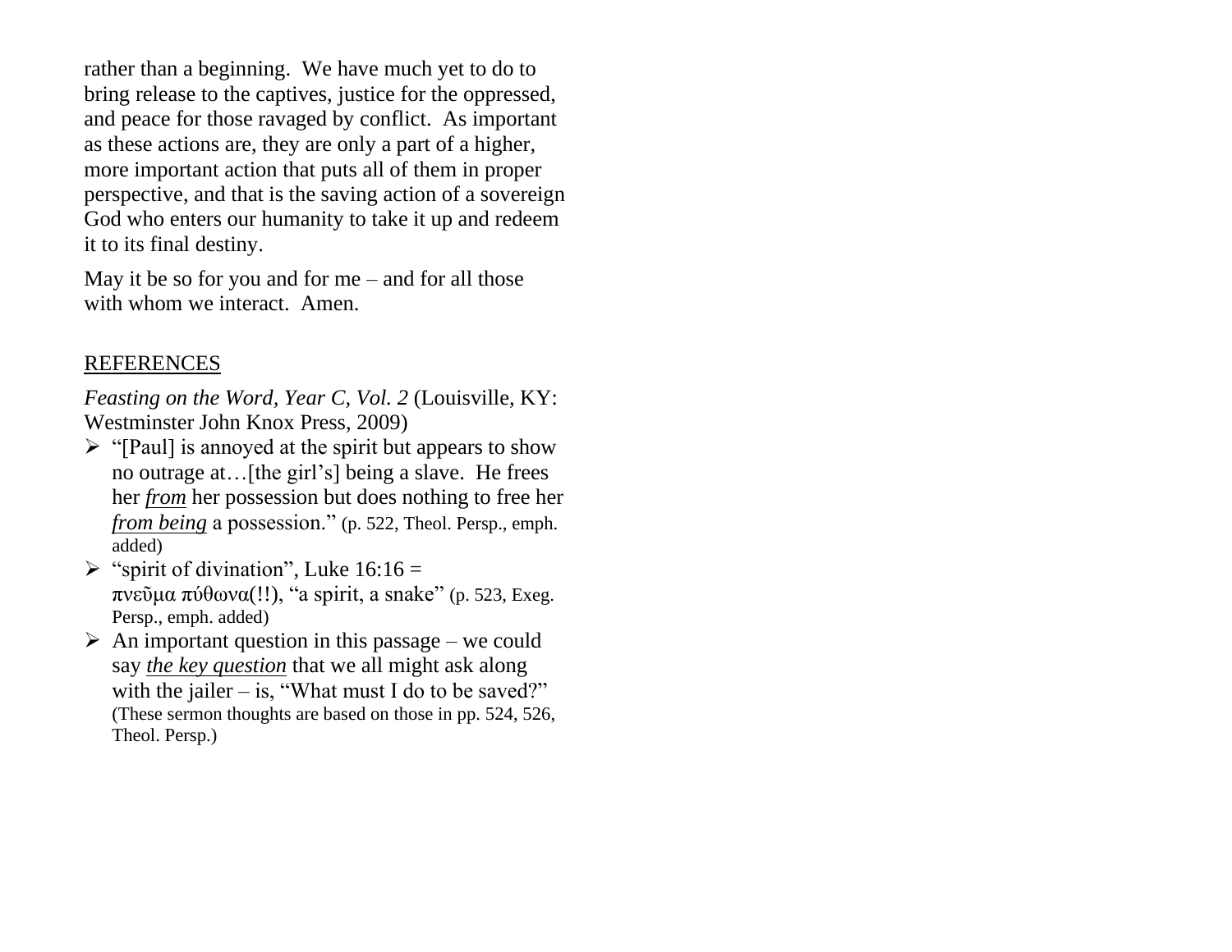rather than a beginning. We have much yet to do to bring release to the captives, justice for the oppressed, and peace for those ravaged by conflict. As important as these actions are, they are only a part of a higher, more important action that puts all of them in proper perspective, and that is the saving action of a sovereign God who enters our humanity to take it up and redeem it to its final destiny.

May it be so for you and for me – and for all those with whom we interact. Amen.

<u>REFERENCES</u>

*Feasting on the Word, Year C, Vol. 2* (Louisville, KY: Westminster John Knox Press, 2009)

- "[Paul] is annoyed at the spirit but appears to show no outrage at…[the girl's] being a slave. He frees her ***<u>from</u>*** her possession but does nothing to free her ***<u>from being</u>*** a possession." (p. 522, Theol. Persp., emph. added)
- "spirit of divination", Luke 16:16 = πνεῦμα πύθωνα(!!), "a spirit, a snake" (p. 523, Exeg. Persp., emph. added)
- An important question in this passage – we could say *<u>the key question</u>* that we all might ask along with the jailer – is, "What must I do to be saved?" (These sermon thoughts are based on those in pp. 524, 526, Theol. Persp.)